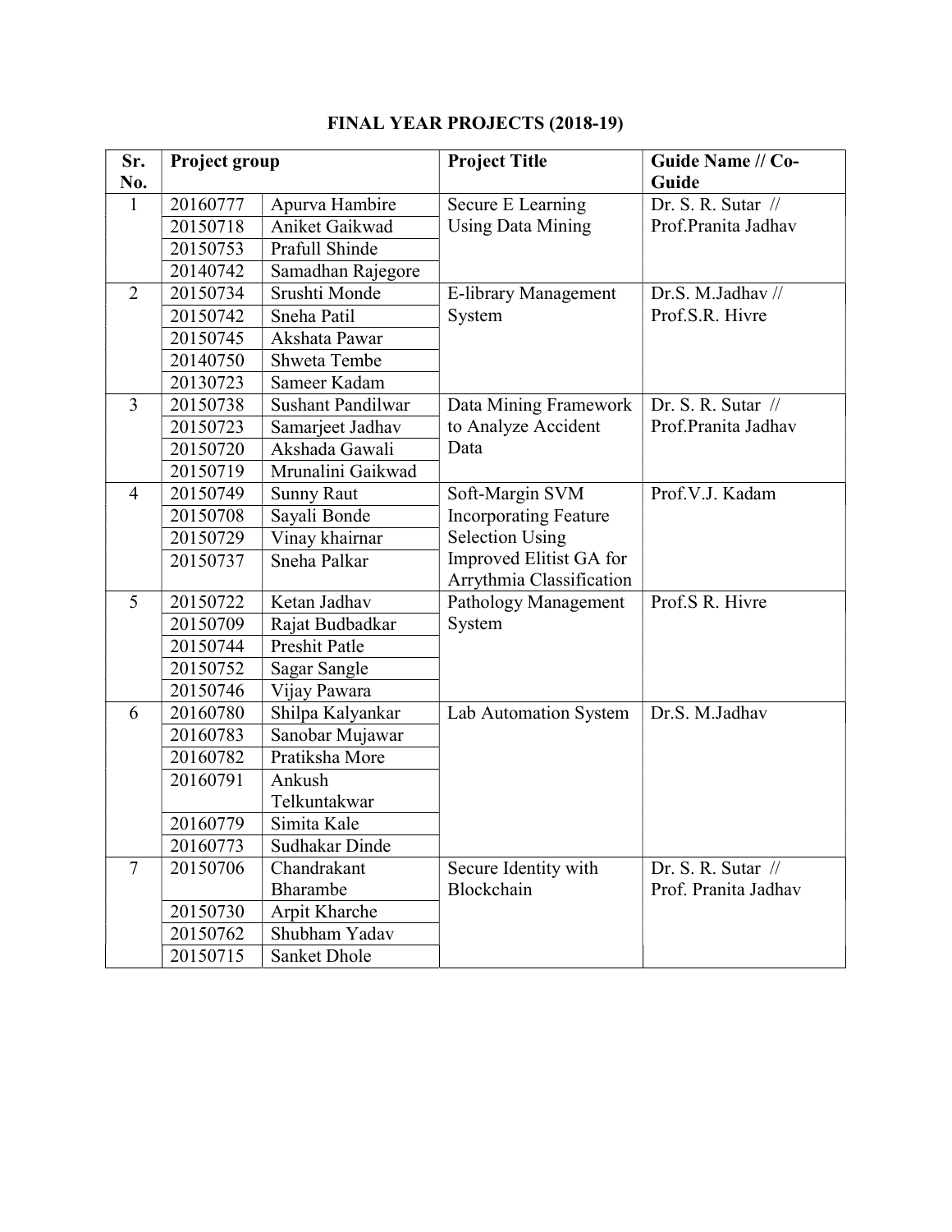# FINAL YEAR PROJECTS (2018-19)

| Sr. No. | Project group | | Project Title | Guide Name // Co-Guide |
|---|---|---|---|---|
| 1 | 20160777 | Apurva Hambire | Secure E Learning Using Data Mining | Dr. S. R. Sutar // Prof.Pranita Jadhav |
| | 20150718 | Aniket Gaikwad | | |
| | 20150753 | Prafull Shinde | | |
| | 20140742 | Samadhan Rajegore | | |
| 2 | 20150734 | Srushti Monde | E-library Management System | Dr.S. M.Jadhav // Prof.S.R. Hivre |
| | 20150742 | Sneha Patil | | |
| | 20150745 | Akshata Pawar | | |
| | 20140750 | Shweta Tembe | | |
| | 20130723 | Sameer Kadam | | |
| 3 | 20150738 | Sushant Pandilwar | Data Mining Framework to Analyze Accident Data | Dr. S. R. Sutar // Prof.Pranita Jadhav |
| | 20150723 | Samarjeet Jadhav | | |
| | 20150720 | Akshada Gawali | | |
| | 20150719 | Mrunalini Gaikwad | | |
| 4 | 20150749 | Sunny Raut | Soft-Margin SVM Incorporating Feature Selection Using Improved Elitist GA for Arrythmia Classification | Prof.V.J. Kadam |
| | 20150708 | Sayali Bonde | | |
| | 20150729 | Vinay khairnar | | |
| | 20150737 | Sneha Palkar | | |
| 5 | 20150722 | Ketan Jadhav | Pathology Management System | Prof.S R. Hivre |
| | 20150709 | Rajat Budbadkar | | |
| | 20150744 | Preshit Patle | | |
| | 20150752 | Sagar Sangle | | |
| | 20150746 | Vijay Pawara | | |
| 6 | 20160780 | Shilpa Kalyankar | Lab Automation System | Dr.S. M.Jadhav |
| | 20160783 | Sanobar Mujawar | | |
| | 20160782 | Pratiksha More | | |
| | 20160791 | Ankush Telkuntakwar | | |
| | 20160779 | Simita Kale | | |
| | 20160773 | Sudhakar Dinde | | |
| 7 | 20150706 | Chandrakant Bharambe | Secure Identity with Blockchain | Dr. S. R. Sutar // Prof. Pranita Jadhav |
| | 20150730 | Arpit Kharche | | |
| | 20150762 | Shubham Yadav | | |
| | 20150715 | Sanket Dhole | | |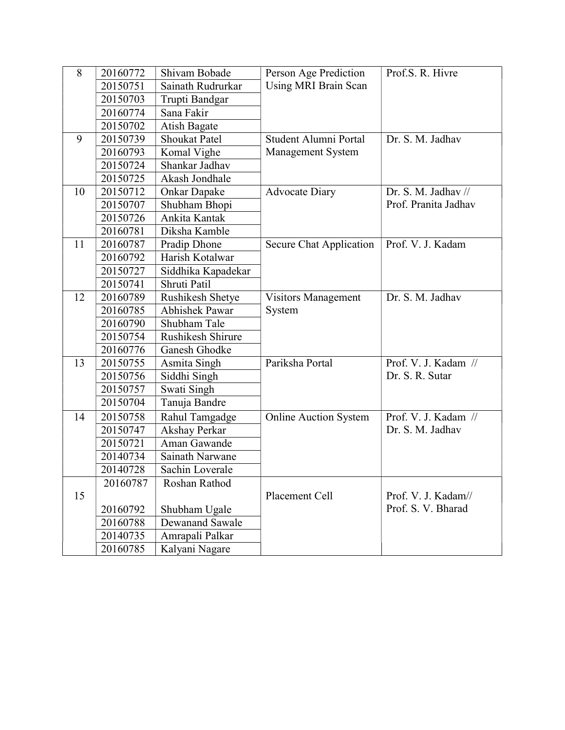| | | | | |
|---|---|---|---|---|
| 8 | 20160772 | Shivam Bobade | Person Age Prediction Using MRI Brain Scan | Prof.S. R. Hivre |
| | 20150751 | Sainath Rudrurkar | | |
| | 20150703 | Trupti Bandgar | | |
| | 20160774 | Sana Fakir | | |
| | 20150702 | Atish Bagate | | |
| 9 | 20150739 | Shoukat Patel | Student Alumni Portal Management System | Dr. S. M. Jadhav |
| | 20160793 | Komal Vighe | | |
| | 20150724 | Shankar Jadhav | | |
| | 20150725 | Akash Jondhale | | |
| 10 | 20150712 | Onkar Dapake | Advocate Diary | Dr. S. M. Jadhav // Prof. Pranita Jadhav |
| | 20150707 | Shubham Bhopi | | |
| | 20150726 | Ankita Kantak | | |
| | 20160781 | Diksha Kamble | | |
| 11 | 20160787 | Pradip Dhone | Secure Chat Application | Prof. V. J. Kadam |
| | 20160792 | Harish Kotalwar | | |
| | 20150727 | Siddhika Kapadekar | | |
| | 20150741 | Shruti Patil | | |
| 12 | 20160789 | Rushikesh Shetye | Visitors Management System | Dr. S. M. Jadhav |
| | 20160785 | Abhishek Pawar | | |
| | 20160790 | Shubham Tale | | |
| | 20150754 | Rushikesh Shirure | | |
| | 20160776 | Ganesh Ghodke | | |
| 13 | 20150755 | Asmita Singh | Pariksha Portal | Prof. V. J. Kadam // Dr. S. R. Sutar |
| | 20150756 | Siddhi Singh | | |
| | 20150757 | Swati Singh | | |
| | 20150704 | Tanuja Bandre | | |
| 14 | 20150758 | Rahul Tamgadge | Online Auction System | Prof. V. J. Kadam // Dr. S. M. Jadhav |
| | 20150747 | Akshay Perkar | | |
| | 20150721 | Aman Gawande | | |
| | 20140734 | Sainath Narwane | | |
| | 20140728 | Sachin Loverale | | |
| 15 | 20160787 | Roshan Rathod | Placement Cell | Prof. V. J. Kadam// Prof. S. V. Bharad |
| | 20160792 | Shubham Ugale | | |
| | 20160788 | Dewanand Sawale | | |
| | 20140735 | Amrapali Palkar | | |
| | 20160785 | Kalyani Nagare | | |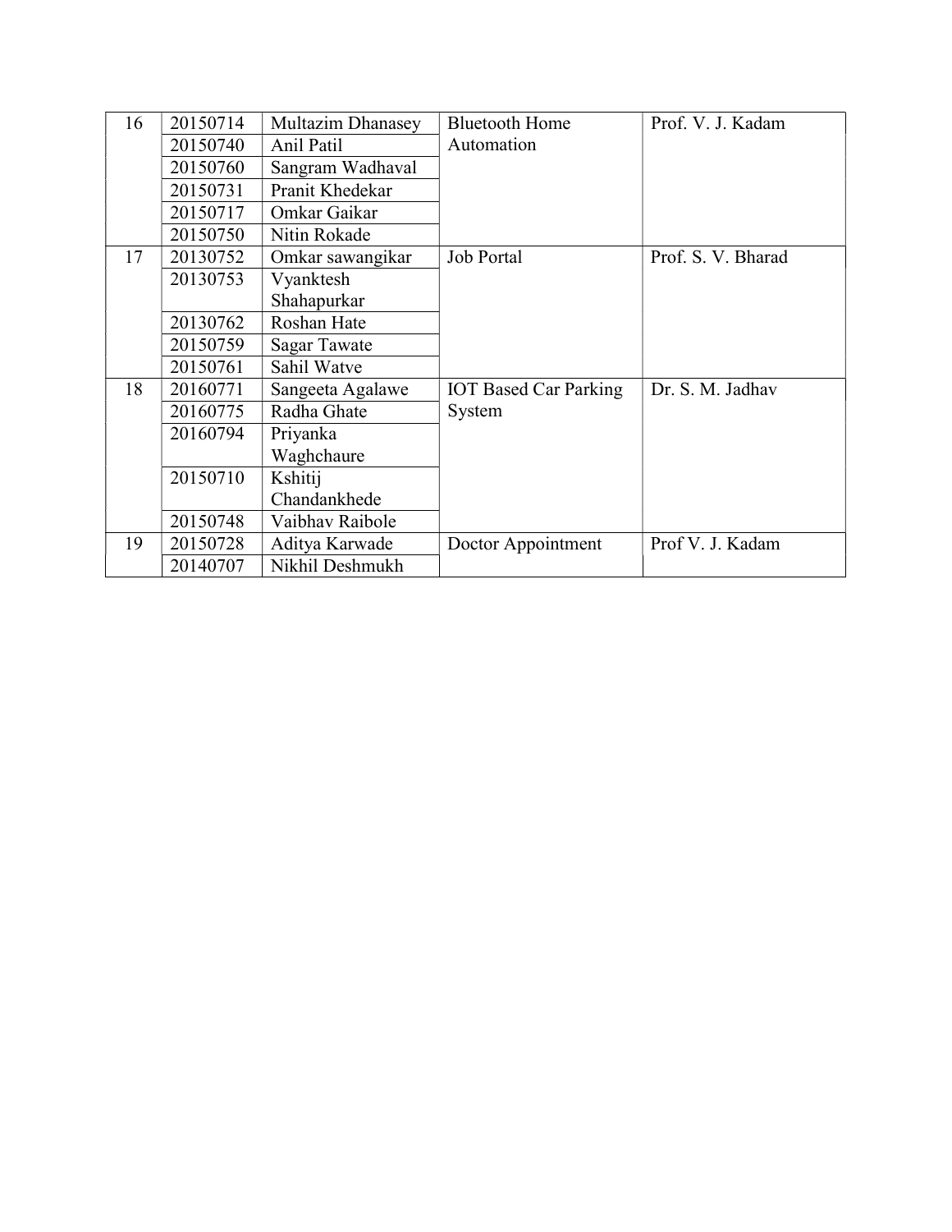| | | | | |
|---|---|---|---|---|
| 16 | 20150714 | Multazim Dhanasey | Bluetooth Home Automation | Prof. V. J. Kadam |
| | 20150740 | Anil Patil | | |
| | 20150760 | Sangram Wadhaval | | |
| | 20150731 | Pranit Khedekar | | |
| | 20150717 | Omkar Gaikar | | |
| | 20150750 | Nitin Rokade | | |
| 17 | 20130752 | Omkar sawangikar | Job Portal | Prof. S. V. Bharad |
| | 20130753 | Vyanktesh Shahapurkar | | |
| | 20130762 | Roshan Hate | | |
| | 20150759 | Sagar Tawate | | |
| | 20150761 | Sahil Watve | | |
| 18 | 20160771 | Sangeeta Agalawe | IOT Based Car Parking System | Dr. S. M. Jadhav |
| | 20160775 | Radha Ghate | | |
| | 20160794 | Priyanka Waghchaure | | |
| | 20150710 | Kshitij Chandankhede | | |
| | 20150748 | Vaibhav Raibole | | |
| 19 | 20150728 | Aditya Karwade | Doctor Appointment | Prof V. J. Kadam |
| | 20140707 | Nikhil Deshmukh | | |